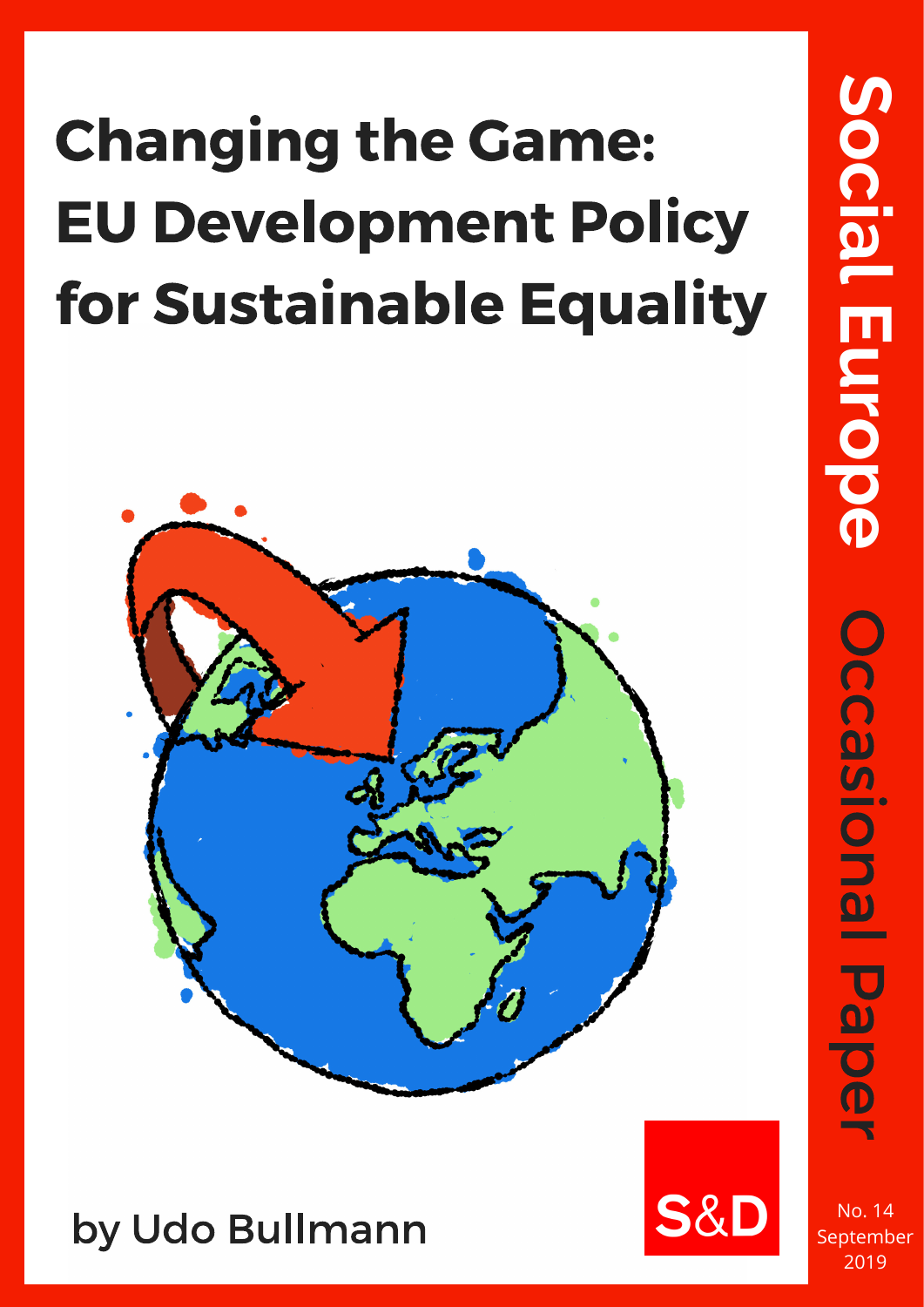# Changing the Game: EU Development Policy for Sustainable Equality

by Udo Bullmann

S&D

Social Europe Occasional Paper

No. 14
September
2019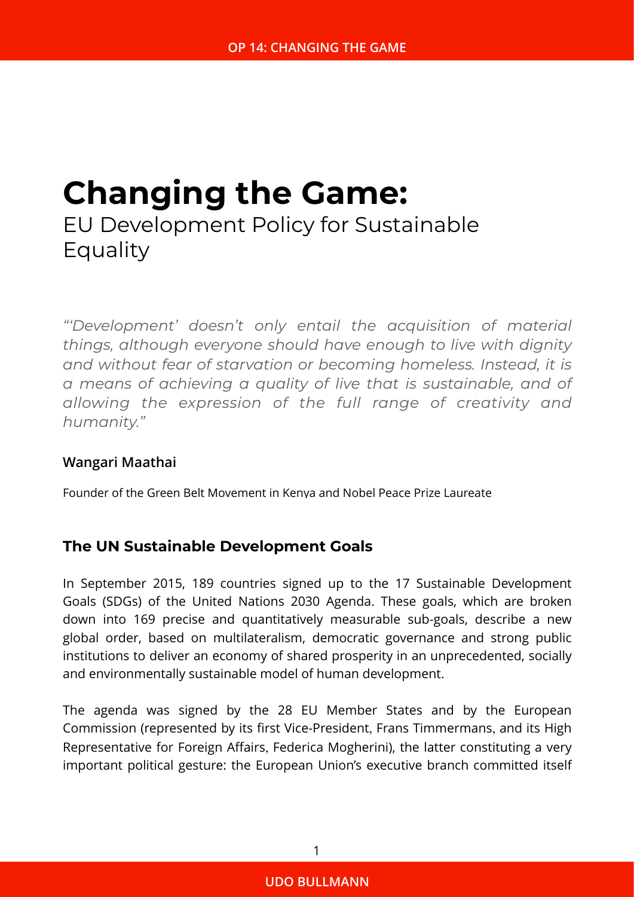# Changing the Game:

EU Development Policy for Sustainable Equality

*"'Development' doesn't only entail the acquisition of material things, although everyone should have enough to live with dignity and without fear of starvation or becoming homeless. Instead, it is a means of achieving a quality of live that is sustainable, and of allowing the expression of the full range of creativity and humanity."*

**Wangari Maathai**

Founder of the Green Belt Movement in Kenya and Nobel Peace Prize Laureate

## The UN Sustainable Development Goals

In September 2015, 189 countries signed up to the 17 Sustainable Development Goals (SDGs) of the United Nations 2030 Agenda. These goals, which are broken down into 169 precise and quantitatively measurable sub-goals, describe a new global order, based on multilateralism, democratic governance and strong public institutions to deliver an economy of shared prosperity in an unprecedented, socially and environmentally sustainable model of human development.

The agenda was signed by the 28 EU Member States and by the European Commission (represented by its first Vice-President, Frans Timmermans, and its High Representative for Foreign Affairs, Federica Mogherini), the latter constituting a very important political gesture: the European Union's executive branch committed itself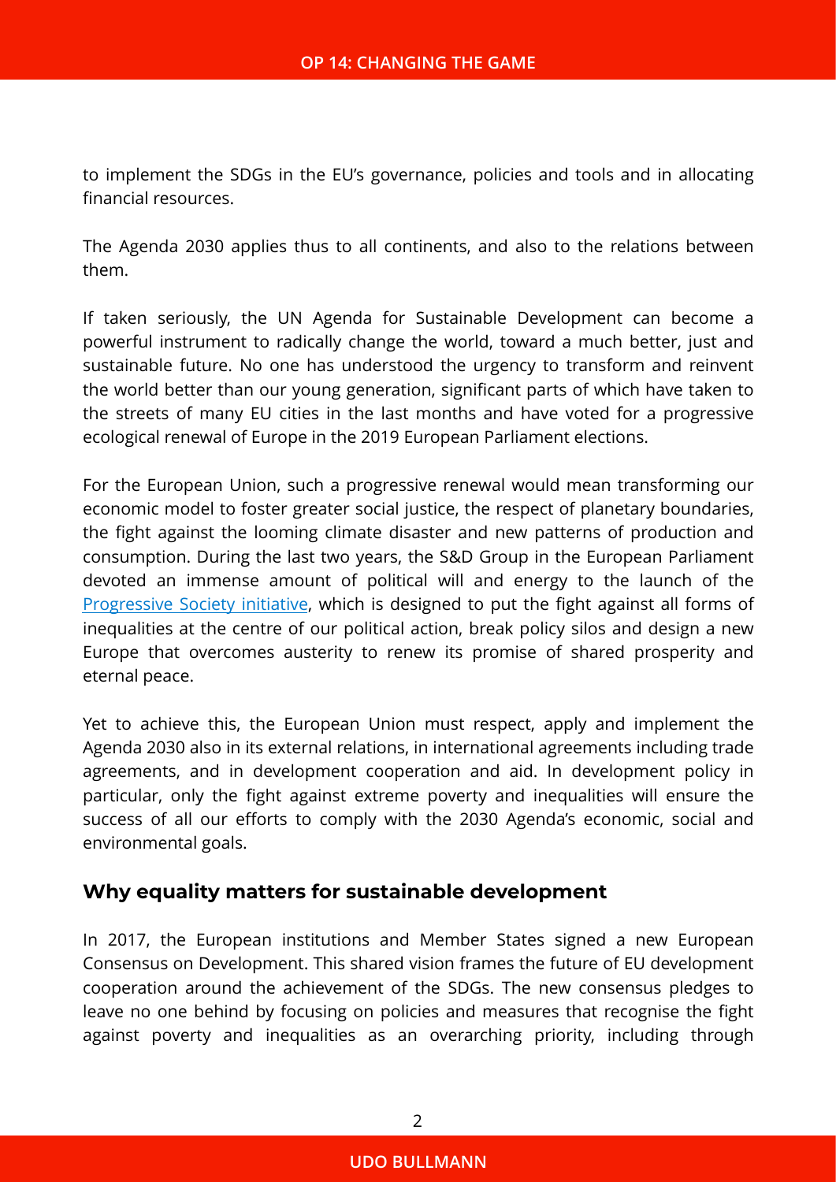to implement the SDGs in the EU's governance, policies and tools and in allocating financial resources.

The Agenda 2030 applies thus to all continents, and also to the relations between them.

If taken seriously, the UN Agenda for Sustainable Development can become a powerful instrument to radically change the world, toward a much better, just and sustainable future. No one has understood the urgency to transform and reinvent the world better than our young generation, significant parts of which have taken to the streets of many EU cities in the last months and have voted for a progressive ecological renewal of Europe in the 2019 European Parliament elections.

For the European Union, such a progressive renewal would mean transforming our economic model to foster greater social justice, the respect of planetary boundaries, the fight against the looming climate disaster and new patterns of production and consumption. During the last two years, the S&D Group in the European Parliament devoted an immense amount of political will and energy to the launch of the Progressive Society initiative, which is designed to put the fight against all forms of inequalities at the centre of our political action, break policy silos and design a new Europe that overcomes austerity to renew its promise of shared prosperity and eternal peace.

Yet to achieve this, the European Union must respect, apply and implement the Agenda 2030 also in its external relations, in international agreements including trade agreements, and in development cooperation and aid. In development policy in particular, only the fight against extreme poverty and inequalities will ensure the success of all our efforts to comply with the 2030 Agenda's economic, social and environmental goals.

## Why equality matters for sustainable development

In 2017, the European institutions and Member States signed a new European Consensus on Development. This shared vision frames the future of EU development cooperation around the achievement of the SDGs. The new consensus pledges to leave no one behind by focusing on policies and measures that recognise the fight against poverty and inequalities as an overarching priority, including through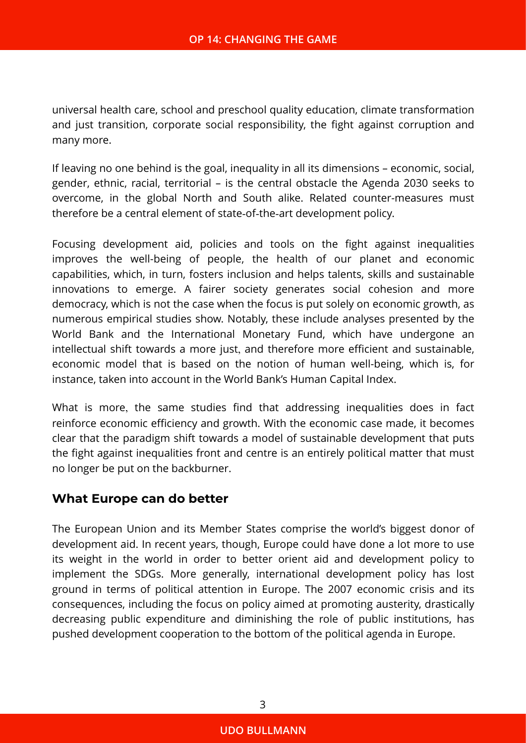universal health care, school and preschool quality education, climate transformation and just transition, corporate social responsibility, the fight against corruption and many more.

If leaving no one behind is the goal, inequality in all its dimensions – economic, social, gender, ethnic, racial, territorial – is the central obstacle the Agenda 2030 seeks to overcome, in the global North and South alike. Related counter-measures must therefore be a central element of state-of-the-art development policy.

Focusing development aid, policies and tools on the fight against inequalities improves the well-being of people, the health of our planet and economic capabilities, which, in turn, fosters inclusion and helps talents, skills and sustainable innovations to emerge. A fairer society generates social cohesion and more democracy, which is not the case when the focus is put solely on economic growth, as numerous empirical studies show. Notably, these include analyses presented by the World Bank and the International Monetary Fund, which have undergone an intellectual shift towards a more just, and therefore more efficient and sustainable, economic model that is based on the notion of human well-being, which is, for instance, taken into account in the World Bank's Human Capital Index.

What is more, the same studies find that addressing inequalities does in fact reinforce economic efficiency and growth. With the economic case made, it becomes clear that the paradigm shift towards a model of sustainable development that puts the fight against inequalities front and centre is an entirely political matter that must no longer be put on the backburner.

## What Europe can do better

The European Union and its Member States comprise the world's biggest donor of development aid. In recent years, though, Europe could have done a lot more to use its weight in the world in order to better orient aid and development policy to implement the SDGs. More generally, international development policy has lost ground in terms of political attention in Europe. The 2007 economic crisis and its consequences, including the focus on policy aimed at promoting austerity, drastically decreasing public expenditure and diminishing the role of public institutions, has pushed development cooperation to the bottom of the political agenda in Europe.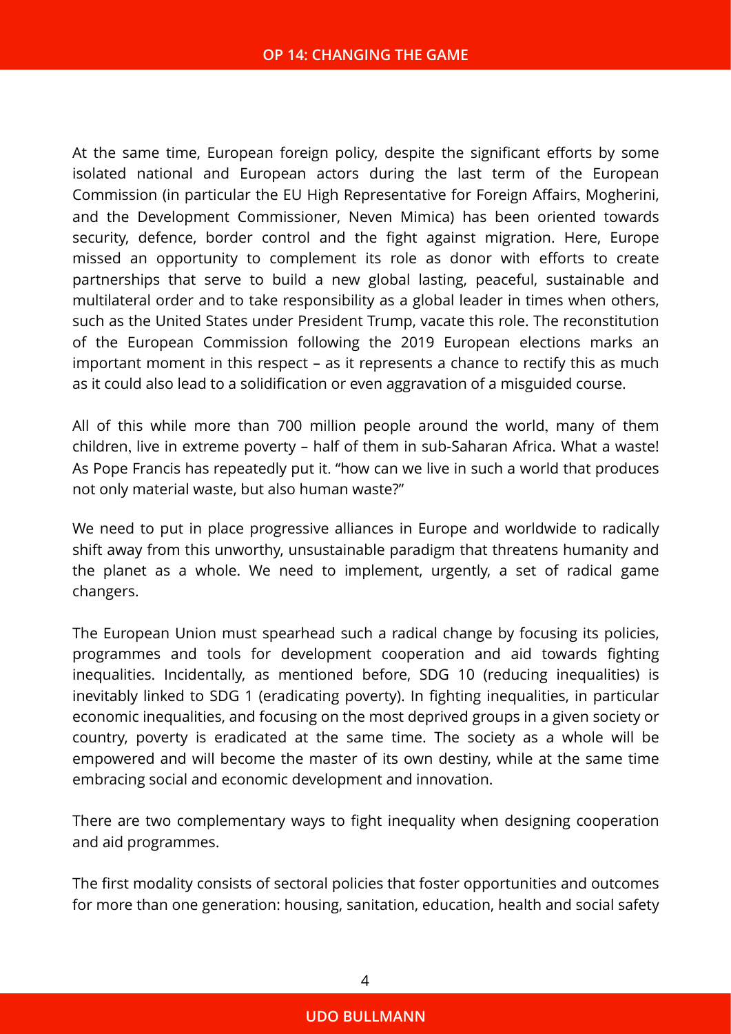At the same time, European foreign policy, despite the significant efforts by some isolated national and European actors during the last term of the European Commission (in particular the EU High Representative for Foreign Affairs, Mogherini, and the Development Commissioner, Neven Mimica) has been oriented towards security, defence, border control and the fight against migration. Here, Europe missed an opportunity to complement its role as donor with efforts to create partnerships that serve to build a new global lasting, peaceful, sustainable and multilateral order and to take responsibility as a global leader in times when others, such as the United States under President Trump, vacate this role. The reconstitution of the European Commission following the 2019 European elections marks an important moment in this respect – as it represents a chance to rectify this as much as it could also lead to a solidification or even aggravation of a misguided course.

All of this while more than 700 million people around the world, many of them children, live in extreme poverty – half of them in sub-Saharan Africa. What a waste! As Pope Francis has repeatedly put it. "how can we live in such a world that produces not only material waste, but also human waste?"

We need to put in place progressive alliances in Europe and worldwide to radically shift away from this unworthy, unsustainable paradigm that threatens humanity and the planet as a whole. We need to implement, urgently, a set of radical game changers.

The European Union must spearhead such a radical change by focusing its policies, programmes and tools for development cooperation and aid towards fighting inequalities. Incidentally, as mentioned before, SDG 10 (reducing inequalities) is inevitably linked to SDG 1 (eradicating poverty). In fighting inequalities, in particular economic inequalities, and focusing on the most deprived groups in a given society or country, poverty is eradicated at the same time. The society as a whole will be empowered and will become the master of its own destiny, while at the same time embracing social and economic development and innovation.

There are two complementary ways to fight inequality when designing cooperation and aid programmes.

The first modality consists of sectoral policies that foster opportunities and outcomes for more than one generation: housing, sanitation, education, health and social safety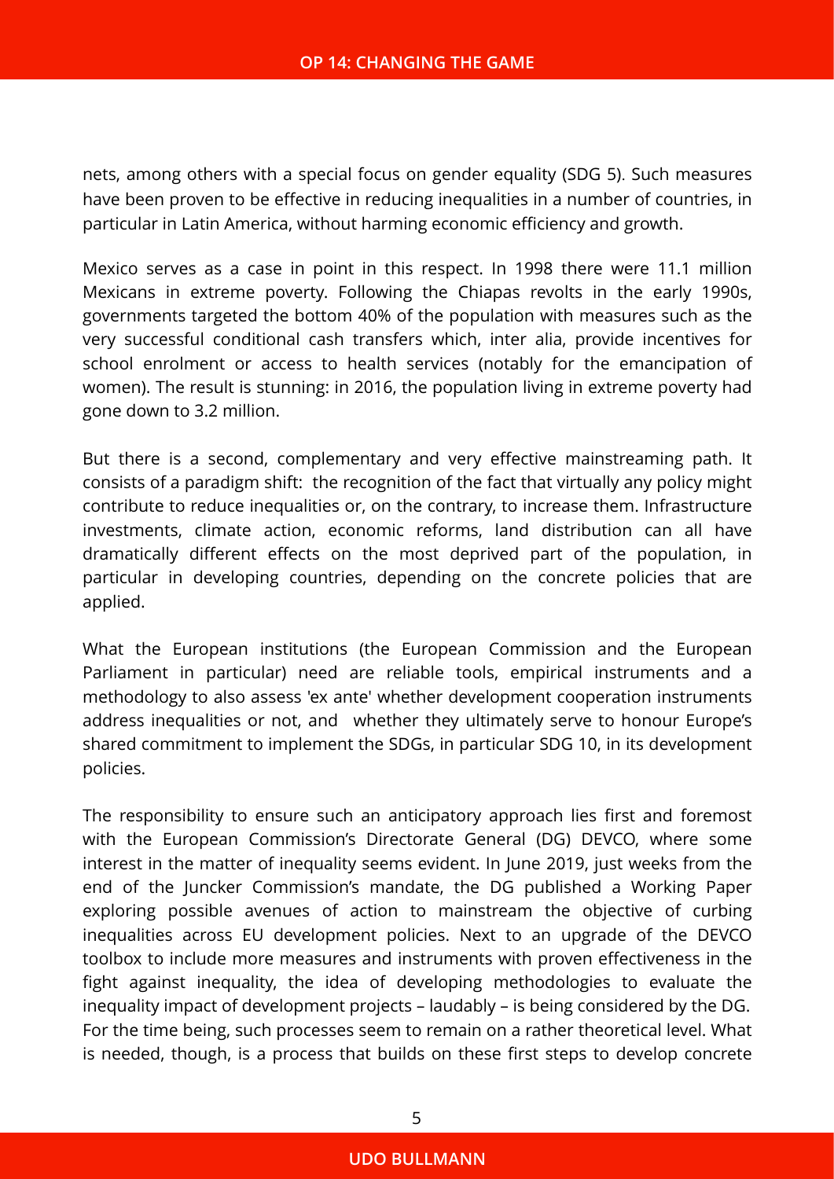nets, among others with a special focus on gender equality (SDG 5). Such measures have been proven to be effective in reducing inequalities in a number of countries, in particular in Latin America, without harming economic efficiency and growth.

Mexico serves as a case in point in this respect. In 1998 there were 11.1 million Mexicans in extreme poverty. Following the Chiapas revolts in the early 1990s, governments targeted the bottom 40% of the population with measures such as the very successful conditional cash transfers which, inter alia, provide incentives for school enrolment or access to health services (notably for the emancipation of women). The result is stunning: in 2016, the population living in extreme poverty had gone down to 3.2 million.

But there is a second, complementary and very effective mainstreaming path. It consists of a paradigm shift: the recognition of the fact that virtually any policy might contribute to reduce inequalities or, on the contrary, to increase them. Infrastructure investments, climate action, economic reforms, land distribution can all have dramatically different effects on the most deprived part of the population, in particular in developing countries, depending on the concrete policies that are applied.

What the European institutions (the European Commission and the European Parliament in particular) need are reliable tools, empirical instruments and a methodology to also assess 'ex ante' whether development cooperation instruments address inequalities or not, and whether they ultimately serve to honour Europe's shared commitment to implement the SDGs, in particular SDG 10, in its development policies.

The responsibility to ensure such an anticipatory approach lies first and foremost with the European Commission's Directorate General (DG) DEVCO, where some interest in the matter of inequality seems evident. In June 2019, just weeks from the end of the Juncker Commission's mandate, the DG published a Working Paper exploring possible avenues of action to mainstream the objective of curbing inequalities across EU development policies. Next to an upgrade of the DEVCO toolbox to include more measures and instruments with proven effectiveness in the fight against inequality, the idea of developing methodologies to evaluate the inequality impact of development projects – laudably – is being considered by the DG. For the time being, such processes seem to remain on a rather theoretical level. What is needed, though, is a process that builds on these first steps to develop concrete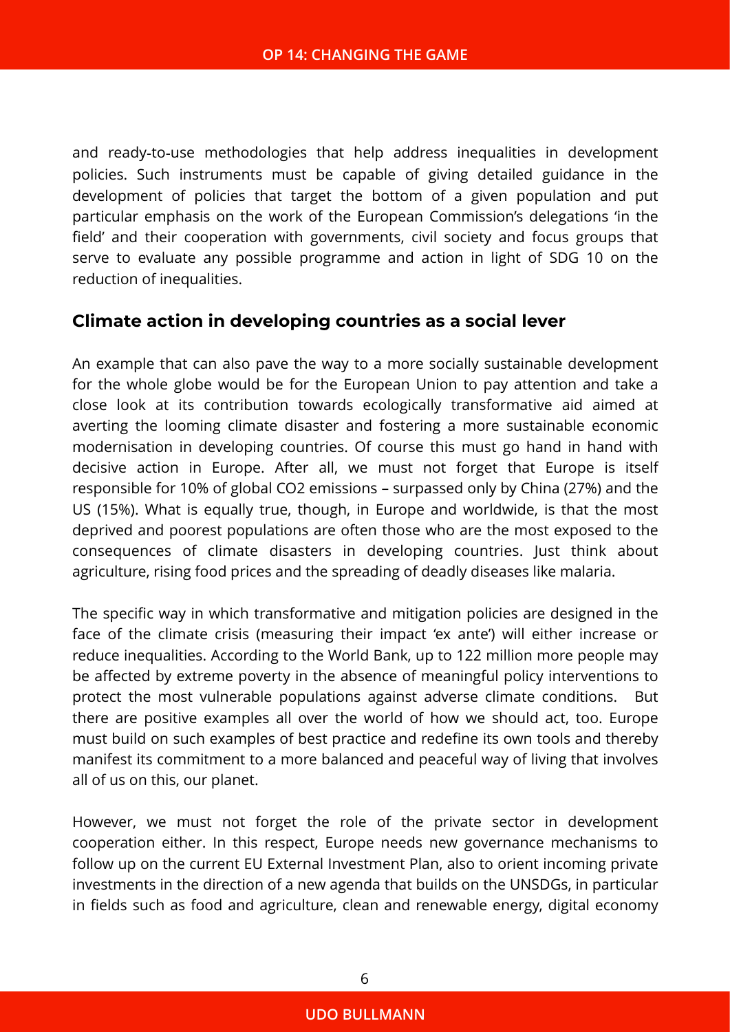and ready-to-use methodologies that help address inequalities in development policies. Such instruments must be capable of giving detailed guidance in the development of policies that target the bottom of a given population and put particular emphasis on the work of the European Commission's delegations 'in the field' and their cooperation with governments, civil society and focus groups that serve to evaluate any possible programme and action in light of SDG 10 on the reduction of inequalities.

## Climate action in developing countries as a social lever

An example that can also pave the way to a more socially sustainable development for the whole globe would be for the European Union to pay attention and take a close look at its contribution towards ecologically transformative aid aimed at averting the looming climate disaster and fostering a more sustainable economic modernisation in developing countries. Of course this must go hand in hand with decisive action in Europe. After all, we must not forget that Europe is itself responsible for 10% of global $CO_2$ emissions – surpassed only by China (27%) and the US (15%). What is equally true, though, in Europe and worldwide, is that the most deprived and poorest populations are often those who are the most exposed to the consequences of climate disasters in developing countries. Just think about agriculture, rising food prices and the spreading of deadly diseases like malaria.

The specific way in which transformative and mitigation policies are designed in the face of the climate crisis (measuring their impact 'ex ante') will either increase or reduce inequalities. According to the World Bank, up to 122 million more people may be affected by extreme poverty in the absence of meaningful policy interventions to protect the most vulnerable populations against adverse climate conditions. But there are positive examples all over the world of how we should act, too. Europe must build on such examples of best practice and redefine its own tools and thereby manifest its commitment to a more balanced and peaceful way of living that involves all of us on this, our planet.

However, we must not forget the role of the private sector in development cooperation either. In this respect, Europe needs new governance mechanisms to follow up on the current EU External Investment Plan, also to orient incoming private investments in the direction of a new agenda that builds on the UNSDGs, in particular in fields such as food and agriculture, clean and renewable energy, digital economy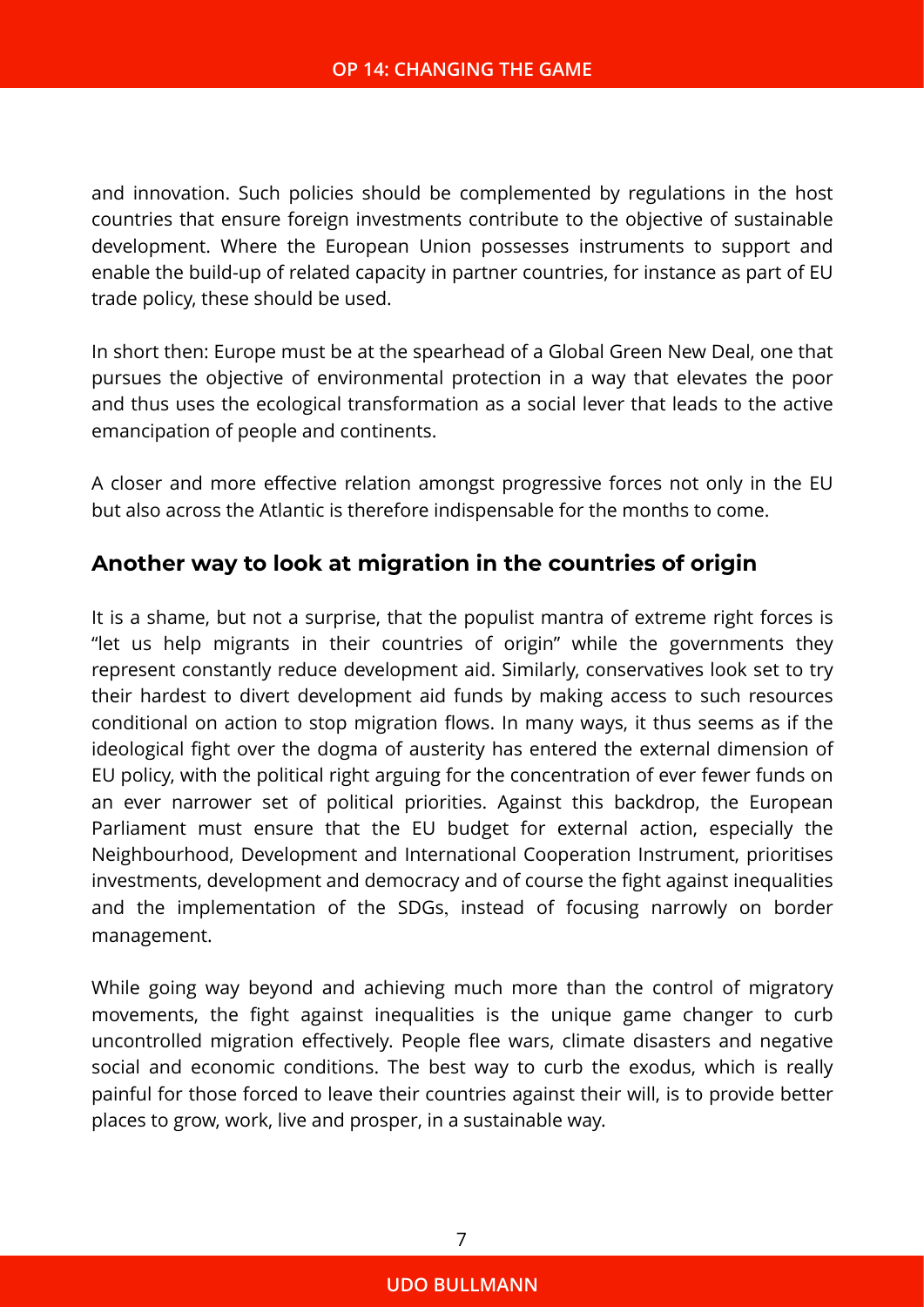and innovation. Such policies should be complemented by regulations in the host countries that ensure foreign investments contribute to the objective of sustainable development. Where the European Union possesses instruments to support and enable the build-up of related capacity in partner countries, for instance as part of EU trade policy, these should be used.

In short then: Europe must be at the spearhead of a Global Green New Deal, one that pursues the objective of environmental protection in a way that elevates the poor and thus uses the ecological transformation as a social lever that leads to the active emancipation of people and continents.

A closer and more effective relation amongst progressive forces not only in the EU but also across the Atlantic is therefore indispensable for the months to come.

## Another way to look at migration in the countries of origin

It is a shame, but not a surprise, that the populist mantra of extreme right forces is "let us help migrants in their countries of origin" while the governments they represent constantly reduce development aid. Similarly, conservatives look set to try their hardest to divert development aid funds by making access to such resources conditional on action to stop migration flows. In many ways, it thus seems as if the ideological fight over the dogma of austerity has entered the external dimension of EU policy, with the political right arguing for the concentration of ever fewer funds on an ever narrower set of political priorities. Against this backdrop, the European Parliament must ensure that the EU budget for external action, especially the Neighbourhood, Development and International Cooperation Instrument, prioritises investments, development and democracy and of course the fight against inequalities and the implementation of the SDGs, instead of focusing narrowly on border management.

While going way beyond and achieving much more than the control of migratory movements, the fight against inequalities is the unique game changer to curb uncontrolled migration effectively. People flee wars, climate disasters and negative social and economic conditions. The best way to curb the exodus, which is really painful for those forced to leave their countries against their will, is to provide better places to grow, work, live and prosper, in a sustainable way.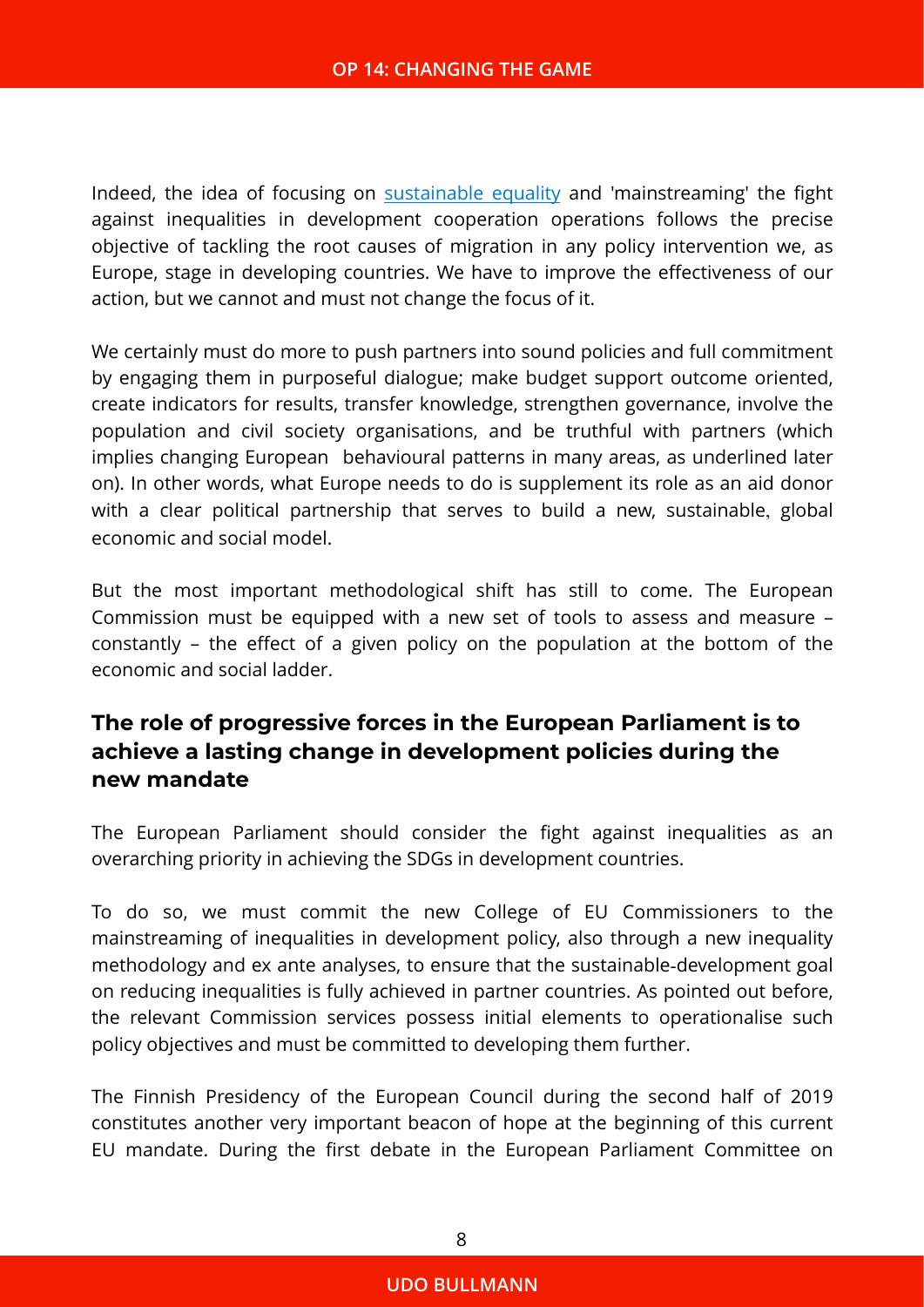Indeed, the idea of focusing on [sustainable equality](sustainable equality) and 'mainstreaming' the fight against inequalities in development cooperation operations follows the precise objective of tackling the root causes of migration in any policy intervention we, as Europe, stage in developing countries. We have to improve the effectiveness of our action, but we cannot and must not change the focus of it.

We certainly must do more to push partners into sound policies and full commitment by engaging them in purposeful dialogue; make budget support outcome oriented, create indicators for results, transfer knowledge, strengthen governance, involve the population and civil society organisations, and be truthful with partners (which implies changing European behavioural patterns in many areas, as underlined later on). In other words, what Europe needs to do is supplement its role as an aid donor with a clear political partnership that serves to build a new, sustainable, global economic and social model.

But the most important methodological shift has still to come. The European Commission must be equipped with a new set of tools to assess and measure – constantly – the effect of a given policy on the population at the bottom of the economic and social ladder.

## The role of progressive forces in the European Parliament is to achieve a lasting change in development policies during the new mandate

The European Parliament should consider the fight against inequalities as an overarching priority in achieving the SDGs in development countries.

To do so, we must commit the new College of EU Commissioners to the mainstreaming of inequalities in development policy, also through a new inequality methodology and ex ante analyses, to ensure that the sustainable-development goal on reducing inequalities is fully achieved in partner countries. As pointed out before, the relevant Commission services possess initial elements to operationalise such policy objectives and must be committed to developing them further.

The Finnish Presidency of the European Council during the second half of 2019 constitutes another very important beacon of hope at the beginning of this current EU mandate. During the first debate in the European Parliament Committee on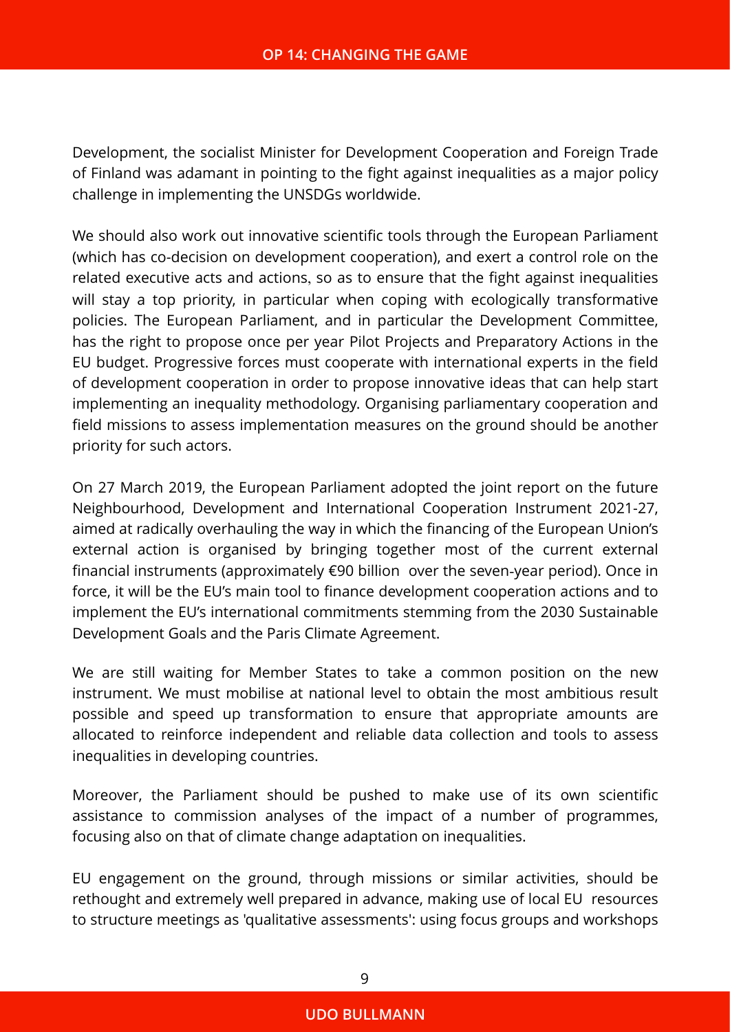Development, the socialist Minister for Development Cooperation and Foreign Trade of Finland was adamant in pointing to the fight against inequalities as a major policy challenge in implementing the UNSDGs worldwide.

We should also work out innovative scientific tools through the European Parliament (which has co-decision on development cooperation), and exert a control role on the related executive acts and actions, so as to ensure that the fight against inequalities will stay a top priority, in particular when coping with ecologically transformative policies. The European Parliament, and in particular the Development Committee, has the right to propose once per year Pilot Projects and Preparatory Actions in the EU budget. Progressive forces must cooperate with international experts in the field of development cooperation in order to propose innovative ideas that can help start implementing an inequality methodology. Organising parliamentary cooperation and field missions to assess implementation measures on the ground should be another priority for such actors.

On 27 March 2019, the European Parliament adopted the joint report on the future Neighbourhood, Development and International Cooperation Instrument 2021-27, aimed at radically overhauling the way in which the financing of the European Union's external action is organised by bringing together most of the current external financial instruments (approximately €90 billion over the seven-year period). Once in force, it will be the EU's main tool to finance development cooperation actions and to implement the EU's international commitments stemming from the 2030 Sustainable Development Goals and the Paris Climate Agreement.

We are still waiting for Member States to take a common position on the new instrument. We must mobilise at national level to obtain the most ambitious result possible and speed up transformation to ensure that appropriate amounts are allocated to reinforce independent and reliable data collection and tools to assess inequalities in developing countries.

Moreover, the Parliament should be pushed to make use of its own scientific assistance to commission analyses of the impact of a number of programmes, focusing also on that of climate change adaptation on inequalities.

EU engagement on the ground, through missions or similar activities, should be rethought and extremely well prepared in advance, making use of local EU resources to structure meetings as 'qualitative assessments': using focus groups and workshops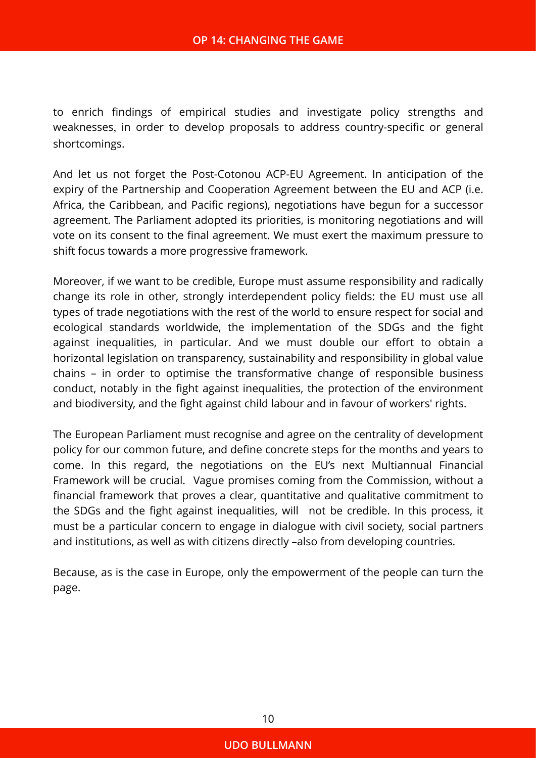to enrich findings of empirical studies and investigate policy strengths and weaknesses, in order to develop proposals to address country-specific or general shortcomings.

And let us not forget the Post-Cotonou ACP-EU Agreement. In anticipation of the expiry of the Partnership and Cooperation Agreement between the EU and ACP (i.e. Africa, the Caribbean, and Pacific regions), negotiations have begun for a successor agreement. The Parliament adopted its priorities, is monitoring negotiations and will vote on its consent to the final agreement. We must exert the maximum pressure to shift focus towards a more progressive framework.

Moreover, if we want to be credible, Europe must assume responsibility and radically change its role in other, strongly interdependent policy fields: the EU must use all types of trade negotiations with the rest of the world to ensure respect for social and ecological standards worldwide, the implementation of the SDGs and the fight against inequalities, in particular. And we must double our effort to obtain a horizontal legislation on transparency, sustainability and responsibility in global value chains – in order to optimise the transformative change of responsible business conduct, notably in the fight against inequalities, the protection of the environment and biodiversity, and the fight against child labour and in favour of workers' rights.

The European Parliament must recognise and agree on the centrality of development policy for our common future, and define concrete steps for the months and years to come. In this regard, the negotiations on the EU's next Multiannual Financial Framework will be crucial. Vague promises coming from the Commission, without a financial framework that proves a clear, quantitative and qualitative commitment to the SDGs and the fight against inequalities, will not be credible. In this process, it must be a particular concern to engage in dialogue with civil society, social partners and institutions, as well as with citizens directly –also from developing countries.

Because, as is the case in Europe, only the empowerment of the people can turn the page.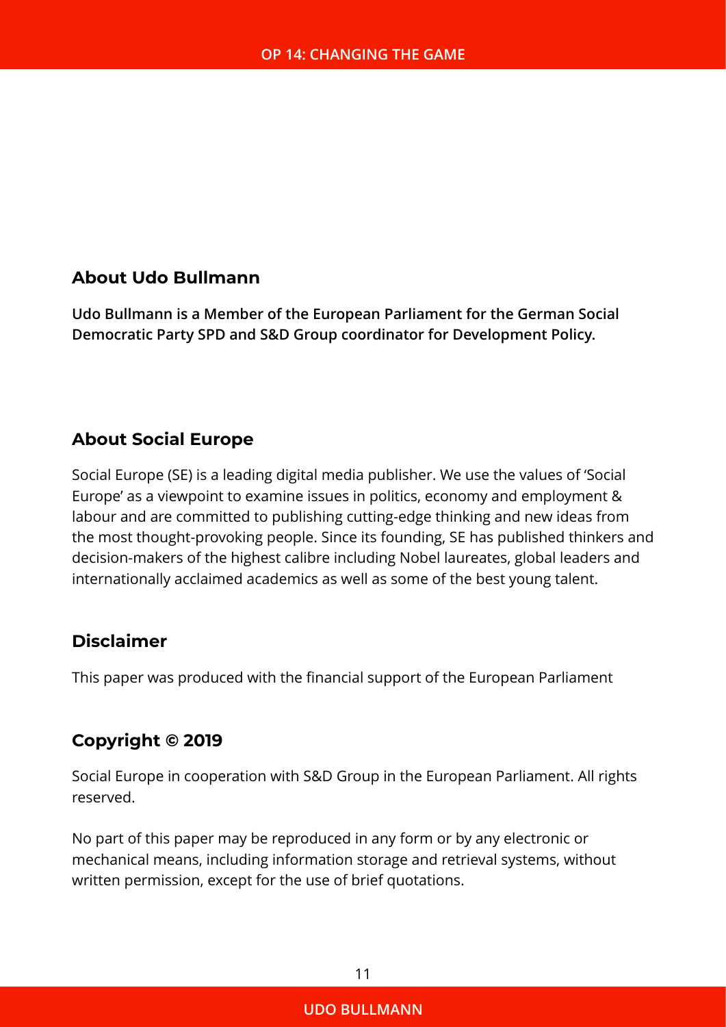## About Udo Bullmann

**Udo Bullmann is a Member of the European Parliament for the German Social Democratic Party SPD and S&D Group coordinator for Development Policy.**

## About Social Europe

Social Europe (SE) is a leading digital media publisher. We use the values of 'Social Europe' as a viewpoint to examine issues in politics, economy and employment & labour and are committed to publishing cutting-edge thinking and new ideas from the most thought-provoking people. Since its founding, SE has published thinkers and decision-makers of the highest calibre including Nobel laureates, global leaders and internationally acclaimed academics as well as some of the best young talent.

## Disclaimer

This paper was produced with the financial support of the European Parliament

## Copyright © 2019

Social Europe in cooperation with S&D Group in the European Parliament. All rights reserved.

No part of this paper may be reproduced in any form or by any electronic or mechanical means, including information storage and retrieval systems, without written permission, except for the use of brief quotations.